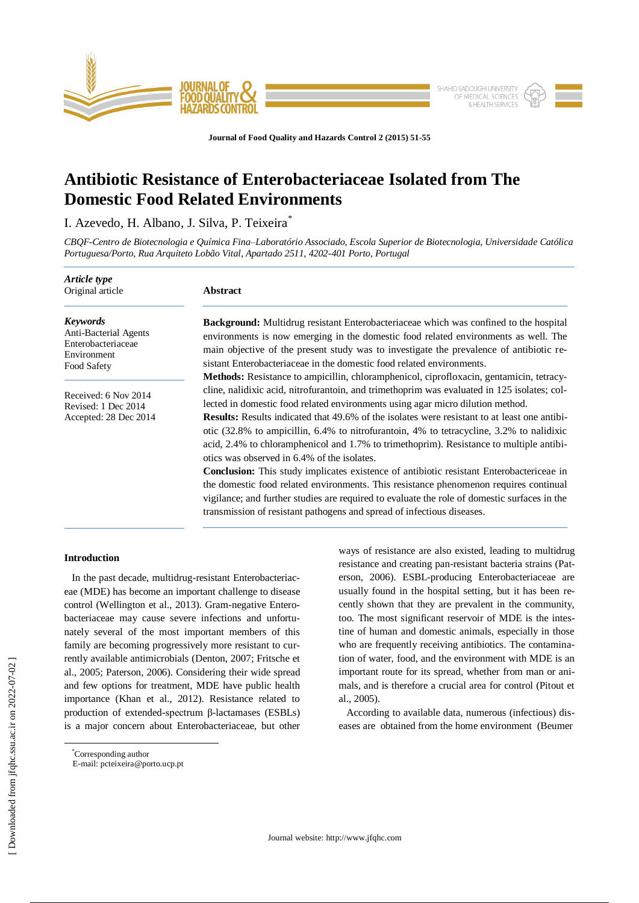# Antibiotic Resistance of Enterobacteriaceae Isolated from The Domestic Food Related Environments

I. Azevedo, H. Albano, J. Silva, P. Teixeira*

*CBQF-Centro de Biotecnologia e Química Fina–Laboratório Associado, Escola Superior de Biotecnologia, Universidade Católica Portuguesa/Porto, Rua Arquiteto Lobão Vital, Apartado 2511, 4202-401 Porto, Portugal*

***Article type***
Original article

***Keywords***
Anti-Bacterial Agents
Enterobacteriaceae
Environment
Food Safety

Received: 6 Nov 2014
Revised: 1 Dec 2014
Accepted: 28 Dec 2014

**Abstract**

**Background:** Multidrug resistant Enterobacteriaceae which was confined to the hospital environments is now emerging in the domestic food related environments as well. The main objective of the present study was to investigate the prevalence of antibiotic resistant Enterobacteriaceae in the domestic food related environments.

**Methods:** Resistance to ampicillin, chloramphenicol, ciprofloxacin, gentamicin, tetracycline, nalidixic acid, nitrofurantoin, and trimethoprim was evaluated in 125 isolates; collected in domestic food related environments using agar micro dilution method.

**Results:** Results indicated that 49.6% of the isolates were resistant to at least one antibiotic (32.8% to ampicillin, 6.4% to nitrofurantoin, 4% to tetracycline, 3.2% to nalidixic acid, 2.4% to chloramphenicol and 1.7% to trimethoprim). Resistance to multiple antibiotics was observed in 6.4% of the isolates.

**Conclusion:** This study implicates existence of antibiotic resistant Enterobactericeae in the domestic food related environments. This resistance phenomenon requires continual vigilance; and further studies are required to evaluate the role of domestic surfaces in the transmission of resistant pathogens and spread of infectious diseases.

## Introduction

In the past decade, multidrug-resistant Enterobacteriaceae (MDE) has become an important challenge to disease control (Wellington et al., 2013). Gram-negative Enterobacteriaceae may cause severe infections and unfortunately several of the most important members of this family are becoming progressively more resistant to currently available antimicrobials (Denton, 2007; Fritsche et al., 2005; Paterson, 2006). Considering their wide spread and few options for treatment, MDE have public health importance (Khan et al., 2012). Resistance related to production of extended-spectrum β-lactamases (ESBLs) is a major concern about Enterobacteriaceae, but other ways of resistance are also existed, leading to multidrug resistance and creating pan-resistant bacteria strains (Paterson, 2006). ESBL-producing Enterobacteriaceae are usually found in the hospital setting, but it has been recently shown that they are prevalent in the community, too. The most significant reservoir of MDE is the intestine of human and domestic animals, especially in those who are frequently receiving antibiotics. The contamination of water, food, and the environment with MDE is an important route for its spread, whether from man or animals, and is therefore a crucial area for control (Pitout et al., 2005).

According to available data, numerous (infectious) diseases are obtained from the home environment (Beumer

*Corresponding author
E-mail: pcteixeira@porto.ucp.pt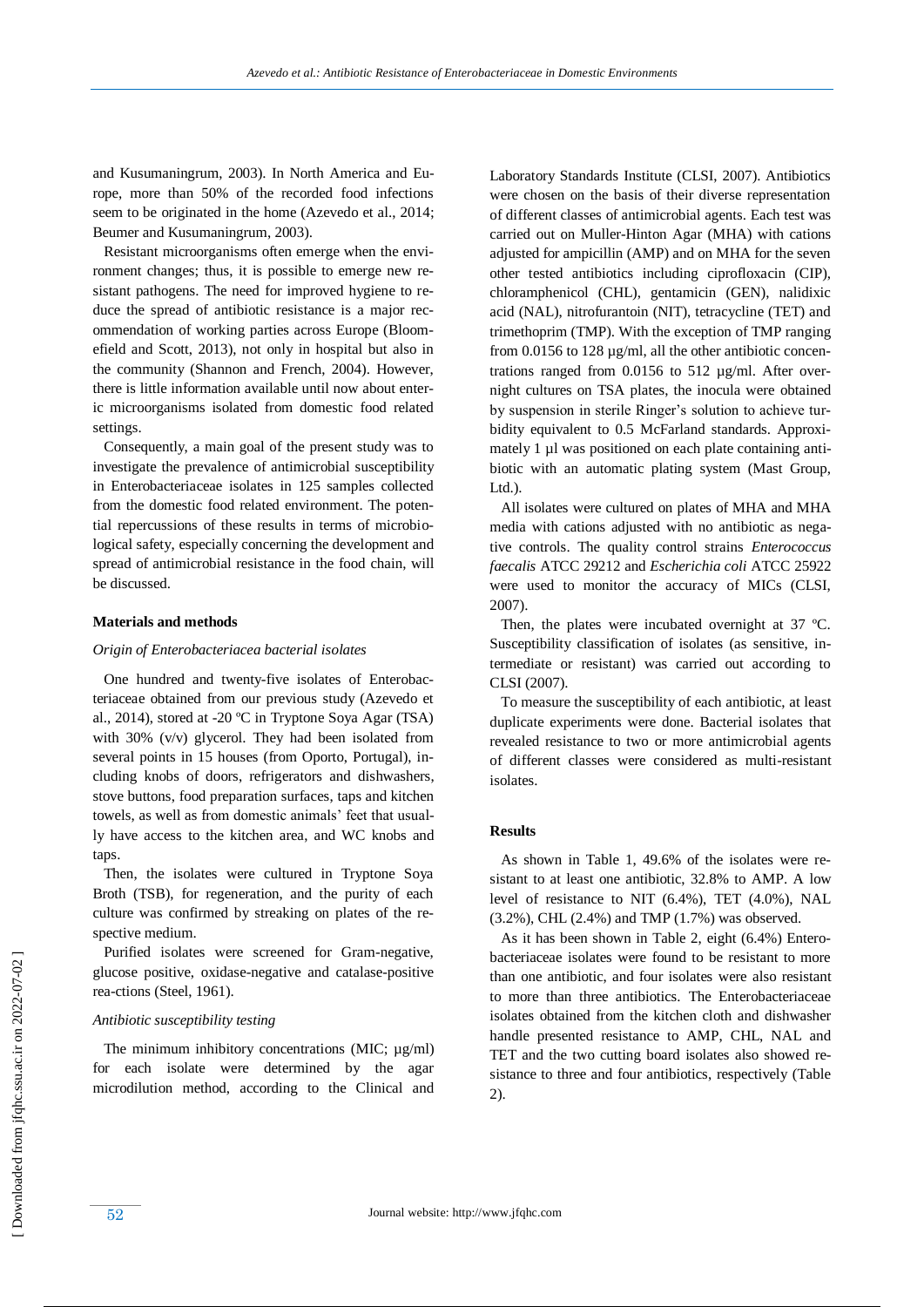and Kusumaningrum, 2003). In North America and Europe, more than 50% of the recorded food infections seem to be originated in the home (Azevedo et al., 2014; Beumer and Kusumaningrum, 2003).

Resistant microorganisms often emerge when the environment changes; thus, it is possible to emerge new resistant pathogens. The need for improved hygiene to reduce the spread of antibiotic resistance is a major recommendation of working parties across Europe (Bloomefield and Scott, 2013), not only in hospital but also in the community (Shannon and French, 2004). However, there is little information available until now about enteric microorganisms isolated from domestic food related settings.

Consequently, a main goal of the present study was to investigate the prevalence of antimicrobial susceptibility in Enterobacteriaceae isolates in 125 samples collected from the domestic food related environment. The potential repercussions of these results in terms of microbiological safety, especially concerning the development and spread of antimicrobial resistance in the food chain, will be discussed.

## Materials and methods

### *Origin of Enterobacteriacea bacterial isolates*

One hundred and twenty-five isolates of Enterobacteriaceae obtained from our previous study (Azevedo et al., 2014), stored at -20 ºC in Tryptone Soya Agar (TSA) with 30% (v/v) glycerol. They had been isolated from several points in 15 houses (from Oporto, Portugal), including knobs of doors, refrigerators and dishwashers, stove buttons, food preparation surfaces, taps and kitchen towels, as well as from domestic animals' feet that usually have access to the kitchen area, and WC knobs and taps.

Then, the isolates were cultured in Tryptone Soya Broth (TSB), for regeneration, and the purity of each culture was confirmed by streaking on plates of the respective medium.

Purified isolates were screened for Gram-negative, glucose positive, oxidase-negative and catalase-positive rea-ctions (Steel, 1961).

### *Antibiotic susceptibility testing*

The minimum inhibitory concentrations (MIC; µg/ml) for each isolate were determined by the agar microdilution method, according to the Clinical and Laboratory Standards Institute (CLSI, 2007). Antibiotics were chosen on the basis of their diverse representation of different classes of antimicrobial agents. Each test was carried out on Muller-Hinton Agar (MHA) with cations adjusted for ampicillin (AMP) and on MHA for the seven other tested antibiotics including ciprofloxacin (CIP), chloramphenicol (CHL), gentamicin (GEN), nalidixic acid (NAL), nitrofurantoin (NIT), tetracycline (TET) and trimethoprim (TMP). With the exception of TMP ranging from 0.0156 to 128 µg/ml, all the other antibiotic concentrations ranged from 0.0156 to 512 µg/ml. After overnight cultures on TSA plates, the inocula were obtained by suspension in sterile Ringer's solution to achieve turbidity equivalent to 0.5 McFarland standards. Approximately 1 µl was positioned on each plate containing antibiotic with an automatic plating system (Mast Group, Ltd.).

All isolates were cultured on plates of MHA and MHA media with cations adjusted with no antibiotic as negative controls. The quality control strains *Enterococcus faecalis* ATCC 29212 and *Escherichia coli* ATCC 25922 were used to monitor the accuracy of MICs (CLSI, 2007).

Then, the plates were incubated overnight at 37 ºC. Susceptibility classification of isolates (as sensitive, intermediate or resistant) was carried out according to CLSI (2007).

To measure the susceptibility of each antibiotic, at least duplicate experiments were done. Bacterial isolates that revealed resistance to two or more antimicrobial agents of different classes were considered as multi-resistant isolates.

## Results

As shown in Table 1, 49.6% of the isolates were resistant to at least one antibiotic, 32.8% to AMP. A low level of resistance to NIT (6.4%), TET (4.0%), NAL (3.2%), CHL (2.4%) and TMP (1.7%) was observed.

As it has been shown in Table 2, eight (6.4%) Enterobacteriaceae isolates were found to be resistant to more than one antibiotic, and four isolates were also resistant to more than three antibiotics. The Enterobacteriaceae isolates obtained from the kitchen cloth and dishwasher handle presented resistance to AMP, CHL, NAL and TET and the two cutting board isolates also showed resistance to three and four antibiotics, respectively (Table 2).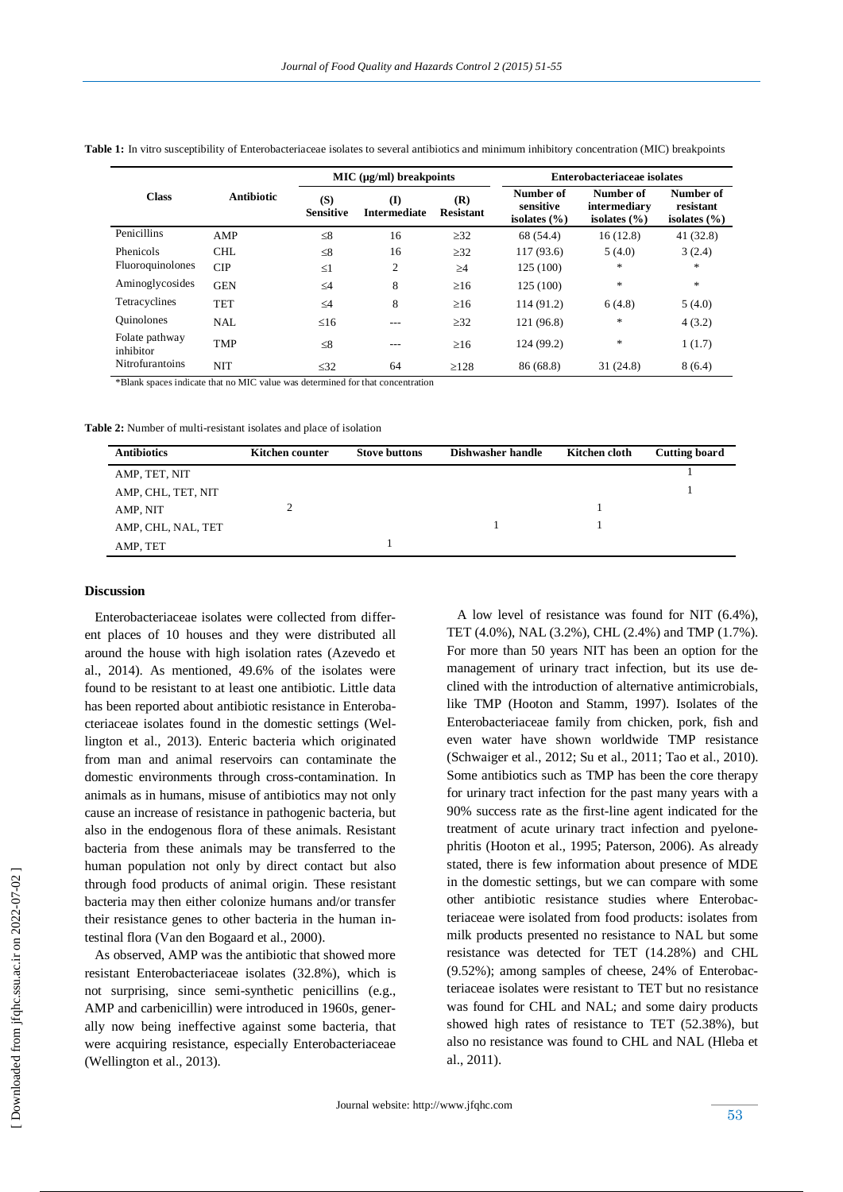**Table 1:** In vitro susceptibility of Enterobacteriaceae isolates to several antibiotics and minimum inhibitory concentration (MIC) breakpoints

| Class | Antibiotic | MIC (µg/ml) breakpoints | | | Enterobacteriaceae isolates | | |
|---|---|---|---|---|---|---|---|
| | | (S) Sensitive | (I) Intermediate | (R) Resistant | Number of sensitive isolates (%) | Number of intermediary isolates (%) | Number of resistant isolates (%) |
| Penicillins | AMP | ≤8 | 16 | ≥32 | 68 (54.4) | 16 (12.8) | 41 (32.8) |
| Phenicols | CHL | ≤8 | 16 | ≥32 | 117 (93.6) | 5 (4.0) | 3 (2.4) |
| Fluoroquinolones | CIP | ≤1 | 2 | ≥4 | 125 (100) | * | * |
| Aminoglycosides | GEN | ≤4 | 8 | ≥16 | 125 (100) | * | * |
| Tetracyclines | TET | ≤4 | 8 | ≥16 | 114 (91.2) | 6 (4.8) | 5 (4.0) |
| Quinolones | NAL | ≤16 | --- | ≥32 | 121 (96.8) | * | 4 (3.2) |
| Folate pathway inhibitor | TMP | ≤8 | --- | ≥16 | 124 (99.2) | * | 1 (1.7) |
| Nitrofurantoins | NIT | ≤32 | 64 | ≥128 | 86 (68.8) | 31 (24.8) | 8 (6.4) |

*Blank spaces indicate that no MIC value was determined for that concentration

**Table 2:** Number of multi-resistant isolates and place of isolation

| Antibiotics | Kitchen counter | Stove buttons | Dishwasher handle | Kitchen cloth | Cutting board |
|---|---|---|---|---|---|
| AMP, TET, NIT | | | | | 1 |
| AMP, CHL, TET, NIT | | | | | 1 |
| AMP, NIT | 2 | | | 1 | |
| AMP, CHL, NAL, TET | | | 1 | 1 | |
| AMP, TET | | 1 | | | |

## Discussion

Enterobacteriaceae isolates were collected from different places of 10 houses and they were distributed all around the house with high isolation rates (Azevedo et al., 2014). As mentioned, 49.6% of the isolates were found to be resistant to at least one antibiotic. Little data has been reported about antibiotic resistance in Enterobacteriaceae isolates found in the domestic settings (Wellington et al., 2013). Enteric bacteria which originated from man and animal reservoirs can contaminate the domestic environments through cross-contamination. In animals as in humans, misuse of antibiotics may not only cause an increase of resistance in pathogenic bacteria, but also in the endogenous flora of these animals. Resistant bacteria from these animals may be transferred to the human population not only by direct contact but also through food products of animal origin. These resistant bacteria may then either colonize humans and/or transfer their resistance genes to other bacteria in the human intestinal flora (Van den Bogaard et al., 2000).

As observed, AMP was the antibiotic that showed more resistant Enterobacteriaceae isolates (32.8%), which is not surprising, since semi-synthetic penicillins (e.g., AMP and carbenicillin) were introduced in 1960s, generally now being ineffective against some bacteria, that were acquiring resistance, especially Enterobacteriaceae (Wellington et al., 2013).

A low level of resistance was found for NIT (6.4%), TET (4.0%), NAL (3.2%), CHL (2.4%) and TMP (1.7%). For more than 50 years NIT has been an option for the management of urinary tract infection, but its use declined with the introduction of alternative antimicrobials, like TMP (Hooton and Stamm, 1997). Isolates of the Enterobacteriaceae family from chicken, pork, fish and even water have shown worldwide TMP resistance (Schwaiger et al., 2012; Su et al., 2011; Tao et al., 2010). Some antibiotics such as TMP has been the core therapy for urinary tract infection for the past many years with a 90% success rate as the first-line agent indicated for the treatment of acute urinary tract infection and pyelonephritis (Hooton et al., 1995; Paterson, 2006). As already stated, there is few information about presence of MDE in the domestic settings, but we can compare with some other antibiotic resistance studies where Enterobacteriaceae were isolated from food products: isolates from milk products presented no resistance to NAL but some resistance was detected for TET (14.28%) and CHL (9.52%); among samples of cheese, 24% of Enterobacteriaceae isolates were resistant to TET but no resistance was found for CHL and NAL; and some dairy products showed high rates of resistance to TET (52.38%), but also no resistance was found to CHL and NAL (Hleba et al., 2011).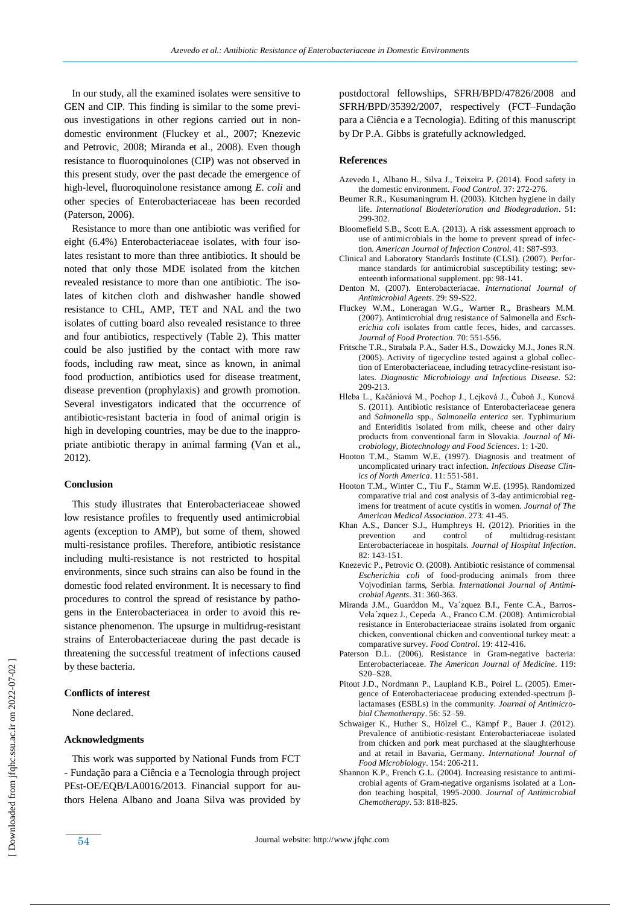In our study, all the examined isolates were sensitive to GEN and CIP. This finding is similar to the some previous investigations in other regions carried out in non-domestic environment (Fluckey et al., 2007; Knezevic and Petrovic, 2008; Miranda et al., 2008). Even though resistance to fluoroquinolones (CIP) was not observed in this present study, over the past decade the emergence of high-level, fluoroquinolone resistance among *E. coli* and other species of Enterobacteriaceae has been recorded (Paterson, 2006).

Resistance to more than one antibiotic was verified for eight (6.4%) Enterobacteriaceae isolates, with four isolates resistant to more than three antibiotics. It should be noted that only those MDE isolated from the kitchen revealed resistance to more than one antibiotic. The isolates of kitchen cloth and dishwasher handle showed resistance to CHL, AMP, TET and NAL and the two isolates of cutting board also revealed resistance to three and four antibiotics, respectively (Table 2). This matter could be also justified by the contact with more raw foods, including raw meat, since as known, in animal food production, antibiotics used for disease treatment, disease prevention (prophylaxis) and growth promotion. Several investigators indicated that the occurrence of antibiotic-resistant bacteria in food of animal origin is high in developing countries, may be due to the inappropriate antibiotic therapy in animal farming (Van et al., 2012).

### Conclusion

This study illustrates that Enterobacteriaceae showed low resistance profiles to frequently used antimicrobial agents (exception to AMP), but some of them, showed multi-resistance profiles. Therefore, antibiotic resistance including multi-resistance is not restricted to hospital environments, since such strains can also be found in the domestic food related environment. It is necessary to find procedures to control the spread of resistance by pathogens in the Enterobacteriacea in order to avoid this resistance phenomenon. The upsurge in multidrug-resistant strains of Enterobacteriaceae during the past decade is threatening the successful treatment of infections caused by these bacteria.

### Conflicts of interest

None declared.

### Acknowledgments

This work was supported by National Funds from FCT - Fundação para a Ciência e a Tecnologia through project PEst-OE/EQB/LA0016/2013. Financial support for authors Helena Albano and Joana Silva was provided by postdoctoral fellowships, SFRH/BPD/47826/2008 and SFRH/BPD/35392/2007, respectively (FCT–Fundação para a Ciência e a Tecnologia). Editing of this manuscript by Dr P.A. Gibbs is gratefully acknowledged.

### References

Azevedo I., Albano H., Silva J., Teixeira P. (2014). Food safety in the domestic environment. *Food Control*. 37: 272-276.

Beumer R.R., Kusumaningrum H. (2003). Kitchen hygiene in daily life. *International Biodeterioration and Biodegradation*. 51: 299-302.

Bloomefield S.B., Scott E.A. (2013). A risk assessment approach to use of antimicrobials in the home to prevent spread of infection. *American Journal of Infection Control*. 41: S87-S93.

Clinical and Laboratory Standards Institute (CLSI). (2007). Performance standards for antimicrobial susceptibility testing; seventeenth informational supplement. pp: 98-141.

Denton M. (2007). Enterobacteriacae. *International Journal of Antimicrobial Agents*. 29: S9-S22.

Fluckey W.M., Loneragan W.G., Warner R., Brashears M.M. (2007). Antimicrobial drug resistance of Salmonella and *Escherichia coli* isolates from cattle feces, hides, and carcasses. *Journal of Food Protection*. 70: 551-556.

Fritsche T.R., Strabala P.A., Sader H.S., Dowzicky M.J., Jones R.N. (2005). Activity of tigecycline tested against a global collection of Enterobacteriaceae, including tetracycline-resistant isolates. *Diagnostic Microbiology and Infectious Disease*. 52: 209-213.

Hleba L., Kačániová M., Pochop J., Lejková J., Čuboň J., Kunová S. (2011). Antibiotic resistance of Enterobacteriaceae genera and *Salmonella* spp., *Salmonella enterica* ser. Typhimurium and Enteriditis isolated from milk, cheese and other dairy products from conventional farm in Slovakia. *Journal of Microbiology, Biotechnology and Food Sciences*. 1: 1-20.

Hooton T.M., Stamm W.E. (1997). Diagnosis and treatment of uncomplicated urinary tract infection. *Infectious Disease Clinics of North America*. 11: 551-581.

Hooton T.M., Winter C., Tiu F., Stamm W.E. (1995). Randomized comparative trial and cost analysis of 3-day antimicrobial regimens for treatment of acute cystitis in women. *Journal of The American Medical Association*. 273: 41-45.

Khan A.S., Dancer S.J., Humphreys H. (2012). Priorities in the prevention and control of multidrug-resistant Enterobacteriaceae in hospitals. *Journal of Hospital Infection*. 82: 143-151.

Knezevic P., Petrovic O. (2008). Antibiotic resistance of commensal *Escherichia coli* of food-producing animals from three Vojvodinian farms, Serbia. *International Journal of Antimicrobial Agents*. 31: 360-363.

Miranda J.M., Guarddon M., Va´zquez B.I., Fente C.A., Barros-Vela´zquez J., Cepeda A., Franco C.M. (2008). Antimicrobial resistance in Enterobacteriaceae strains isolated from organic chicken, conventional chicken and conventional turkey meat: a comparative survey. *Food Control*. 19: 412-416.

Paterson D.L. (2006). Resistance in Gram-negative bacteria: Enterobacteriaceae. *The American Journal of Medicine*. 119: S20–S28.

Pitout J.D., Nordmann P., Laupland K.B., Poirel L. (2005). Emergence of Enterobacteriaceae producing extended-spectrum β-lactamases (ESBLs) in the community. *Journal of Antimicrobial Chemotherapy*. 56: 52–59.

Schwaiger K., Huther S., Hölzel C., Kämpf P., Bauer J. (2012). Prevalence of antibiotic-resistant Enterobacteriaceae isolated from chicken and pork meat purchased at the slaughterhouse and at retail in Bavaria, Germany. *International Journal of Food Microbiology*. 154: 206-211.

Shannon K.P., French G.L. (2004). Increasing resistance to antimicrobial agents of Gram-negative organisms isolated at a London teaching hospital, 1995-2000. *Journal of Antimicrobial Chemotherapy*. 53: 818-825.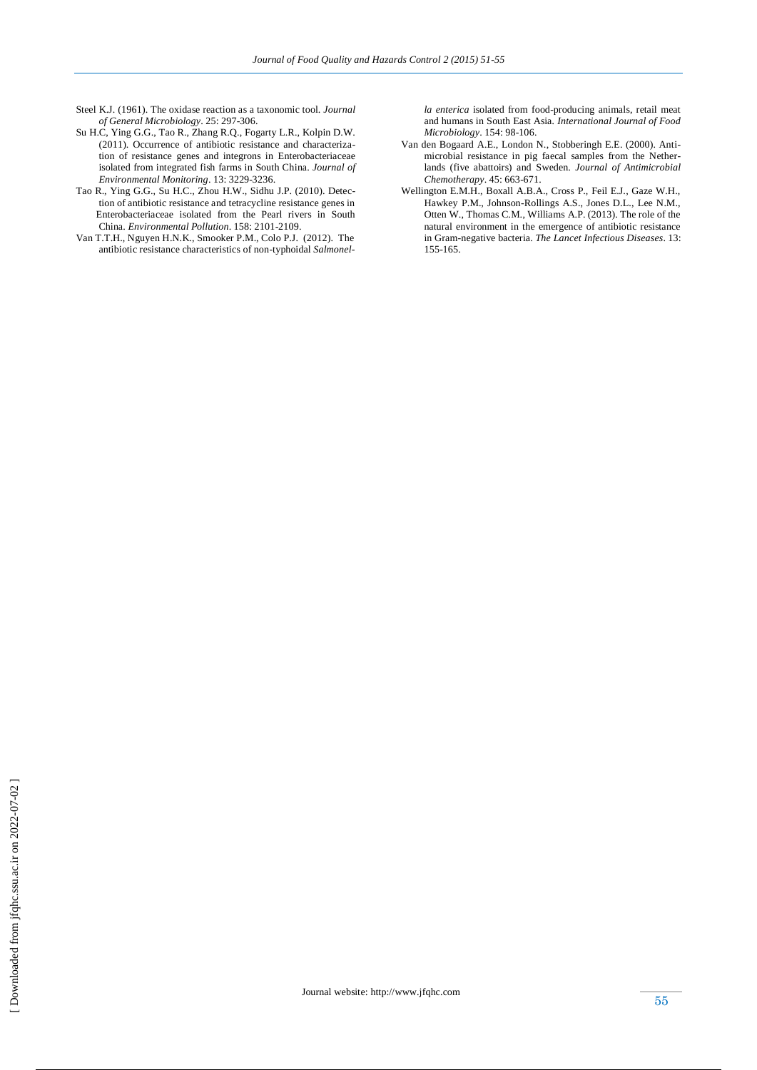Steel K.J. (1961). The oxidase reaction as a taxonomic tool. *Journal of General Microbiology*. 25: 297-306.

Su H.C, Ying G.G., Tao R., Zhang R.Q., Fogarty L.R., Kolpin D.W. (2011). Occurrence of antibiotic resistance and characterization of resistance genes and integrons in Enterobacteriaceae isolated from integrated fish farms in South China. *Journal of Environmental Monitoring*. 13: 3229-3236.

Tao R., Ying G.G., Su H.C., Zhou H.W., Sidhu J.P. (2010). Detection of antibiotic resistance and tetracycline resistance genes in Enterobacteriaceae isolated from the Pearl rivers in South China. *Environmental Pollution*. 158: 2101-2109.

Van T.T.H., Nguyen H.N.K., Smooker P.M., Colo P.J. (2012). The antibiotic resistance characteristics of non-typhoidal *Salmonella enterica* isolated from food-producing animals, retail meat and humans in South East Asia. *International Journal of Food Microbiology*. 154: 98-106.

Van den Bogaard A.E., London N., Stobberingh E.E. (2000). Antimicrobial resistance in pig faecal samples from the Netherlands (five abattoirs) and Sweden. *Journal of Antimicrobial Chemotherapy*. 45: 663-671.

Wellington E.M.H., Boxall A.B.A., Cross P., Feil E.J., Gaze W.H., Hawkey P.M., Johnson-Rollings A.S., Jones D.L., Lee N.M., Otten W., Thomas C.M., Williams A.P. (2013). The role of the natural environment in the emergence of antibiotic resistance in Gram-negative bacteria. *The Lancet Infectious Diseases*. 13: 155-165.